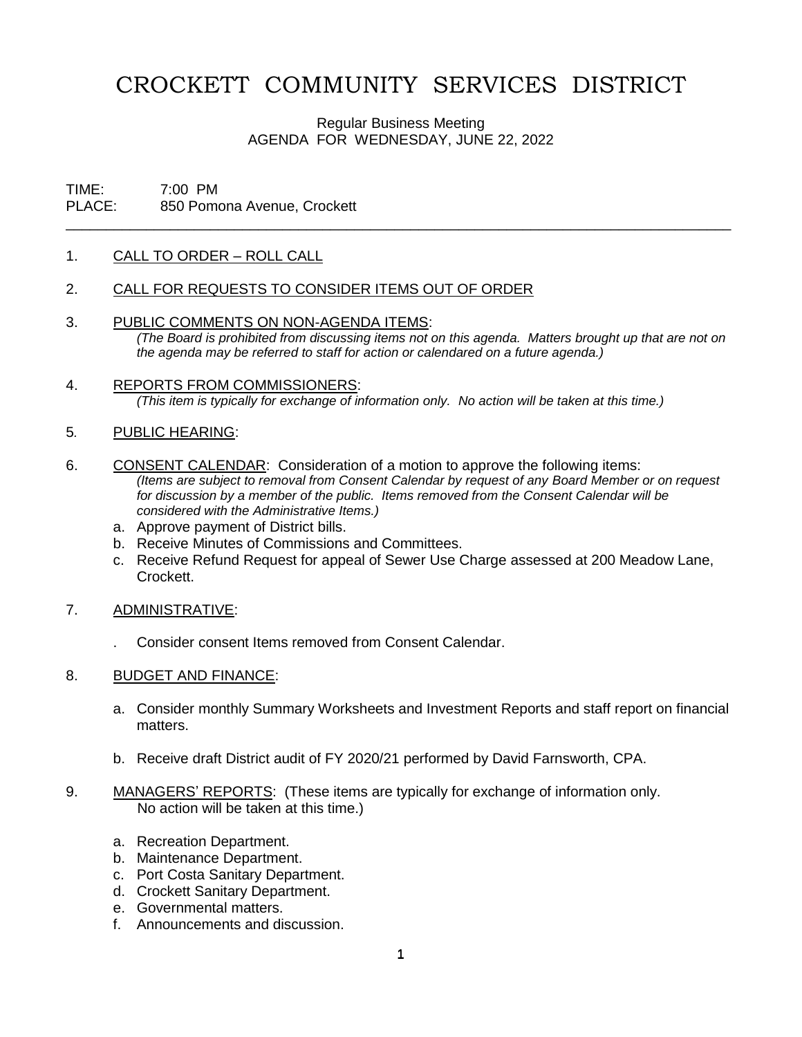# CROCKETT COMMUNITY SERVICES DISTRICT

Regular Business Meeting
AGENDA FOR WEDNESDAY, JUNE 22, 2022

TIME: 7:00 PM
PLACE: 850 Pomona Avenue, Crockett

---

1. CALL TO ORDER – ROLL CALL

2. CALL FOR REQUESTS TO CONSIDER ITEMS OUT OF ORDER

3. PUBLIC COMMENTS ON NON-AGENDA ITEMS:
   *(The Board is prohibited from discussing items not on this agenda. Matters brought up that are not on the agenda may be referred to staff for action or calendared on a future agenda.)*

4. REPORTS FROM COMMISSIONERS:
   *(This item is typically for exchange of information only. No action will be taken at this time.)*

5. PUBLIC HEARING:

6. CONSENT CALENDAR: Consideration of a motion to approve the following items:
   *(Items are subject to removal from Consent Calendar by request of any Board Member or on request for discussion by a member of the public. Items removed from the Consent Calendar will be considered with the Administrative Items.)*
   a. Approve payment of District bills.
   b. Receive Minutes of Commissions and Committees.
   c. Receive Refund Request for appeal of Sewer Use Charge assessed at 200 Meadow Lane, Crockett.

7. ADMINISTRATIVE:

   . Consider consent Items removed from Consent Calendar.

8. BUDGET AND FINANCE:

   a. Consider monthly Summary Worksheets and Investment Reports and staff report on financial matters.

   b. Receive draft District audit of FY 2020/21 performed by David Farnsworth, CPA.

9. MANAGERS' REPORTS: (These items are typically for exchange of information only. No action will be taken at this time.)

   a. Recreation Department.
   b. Maintenance Department.
   c. Port Costa Sanitary Department.
   d. Crockett Sanitary Department.
   e. Governmental matters.
   f. Announcements and discussion.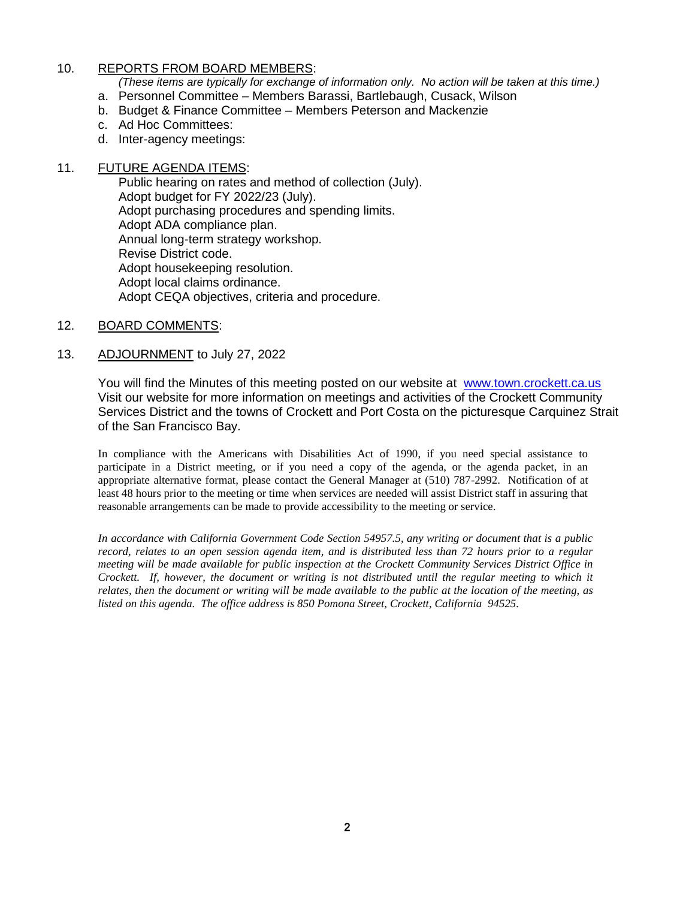10. REPORTS FROM BOARD MEMBERS:

*(These items are typically for exchange of information only. No action will be taken at this time.)*

a. Personnel Committee – Members Barassi, Bartlebaugh, Cusack, Wilson
b. Budget & Finance Committee – Members Peterson and Mackenzie
c. Ad Hoc Committees:
d. Inter-agency meetings:

11. FUTURE AGENDA ITEMS:

Public hearing on rates and method of collection (July).
Adopt budget for FY 2022/23 (July).
Adopt purchasing procedures and spending limits.
Adopt ADA compliance plan.
Annual long-term strategy workshop.
Revise District code.
Adopt housekeeping resolution.
Adopt local claims ordinance.
Adopt CEQA objectives, criteria and procedure.

12. BOARD COMMENTS:

13. ADJOURNMENT to July 27, 2022

You will find the Minutes of this meeting posted on our website at www.town.crockett.ca.us Visit our website for more information on meetings and activities of the Crockett Community Services District and the towns of Crockett and Port Costa on the picturesque Carquinez Strait of the San Francisco Bay.

In compliance with the Americans with Disabilities Act of 1990, if you need special assistance to participate in a District meeting, or if you need a copy of the agenda, or the agenda packet, in an appropriate alternative format, please contact the General Manager at (510) 787-2992. Notification of at least 48 hours prior to the meeting or time when services are needed will assist District staff in assuring that reasonable arrangements can be made to provide accessibility to the meeting or service.

*In accordance with California Government Code Section 54957.5, any writing or document that is a public record, relates to an open session agenda item, and is distributed less than 72 hours prior to a regular meeting will be made available for public inspection at the Crockett Community Services District Office in Crockett. If, however, the document or writing is not distributed until the regular meeting to which it relates, then the document or writing will be made available to the public at the location of the meeting, as listed on this agenda. The office address is 850 Pomona Street, Crockett, California 94525.*